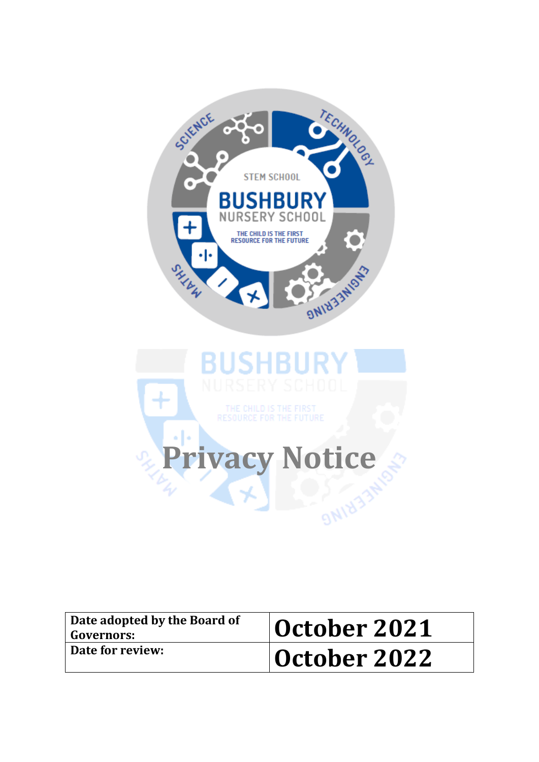# Privacy Notice

| Date adopted by the Board of Governors: | October 2021 |
|---|---|
| Date for review: | October 2022 |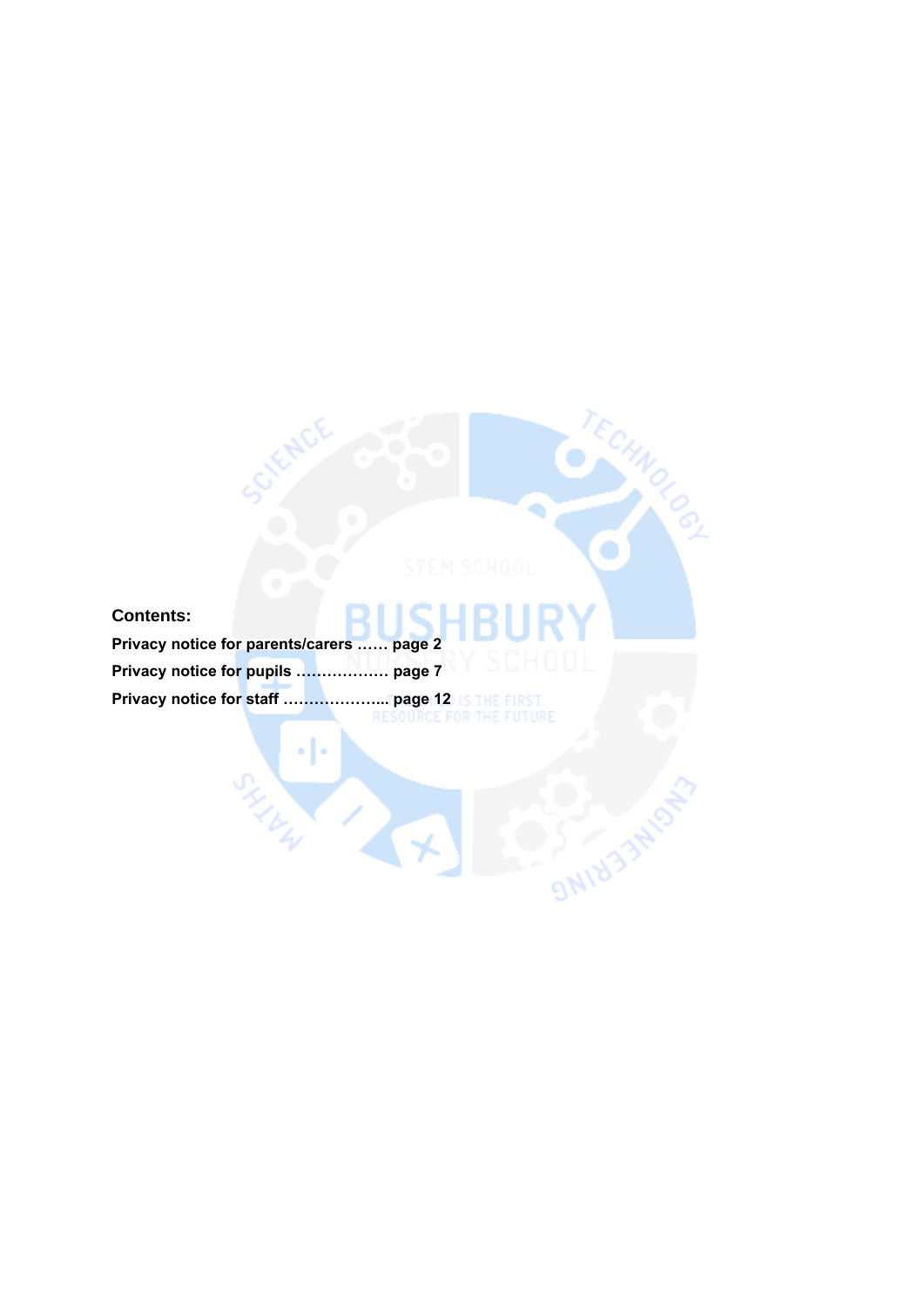**Contents:**

**Privacy notice for parents/carers …… page 2**

**Privacy notice for pupils ……………… page 7**

**Privacy notice for staff ………………... page 12**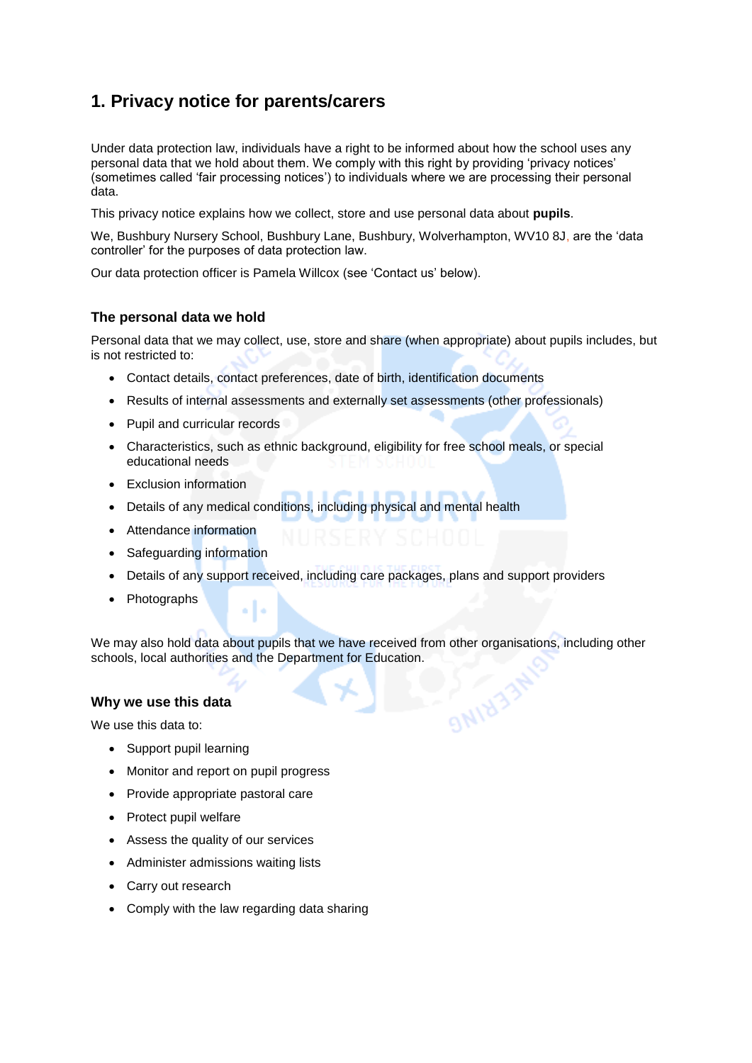# 1. Privacy notice for parents/carers

Under data protection law, individuals have a right to be informed about how the school uses any personal data that we hold about them. We comply with this right by providing 'privacy notices' (sometimes called 'fair processing notices') to individuals where we are processing their personal data.

This privacy notice explains how we collect, store and use personal data about **pupils**.

We, Bushbury Nursery School, Bushbury Lane, Bushbury, Wolverhampton, WV10 8J, are the 'data controller' for the purposes of data protection law.

Our data protection officer is Pamela Willcox (see 'Contact us' below).

### The personal data we hold

Personal data that we may collect, use, store and share (when appropriate) about pupils includes, but is not restricted to:

- Contact details, contact preferences, date of birth, identification documents
- Results of internal assessments and externally set assessments (other professionals)
- Pupil and curricular records
- Characteristics, such as ethnic background, eligibility for free school meals, or special educational needs
- Exclusion information
- Details of any medical conditions, including physical and mental health
- Attendance information
- Safeguarding information
- Details of any support received, including care packages, plans and support providers
- Photographs

We may also hold data about pupils that we have received from other organisations, including other schools, local authorities and the Department for Education.

### Why we use this data

We use this data to:

- Support pupil learning
- Monitor and report on pupil progress
- Provide appropriate pastoral care
- Protect pupil welfare
- Assess the quality of our services
- Administer admissions waiting lists
- Carry out research
- Comply with the law regarding data sharing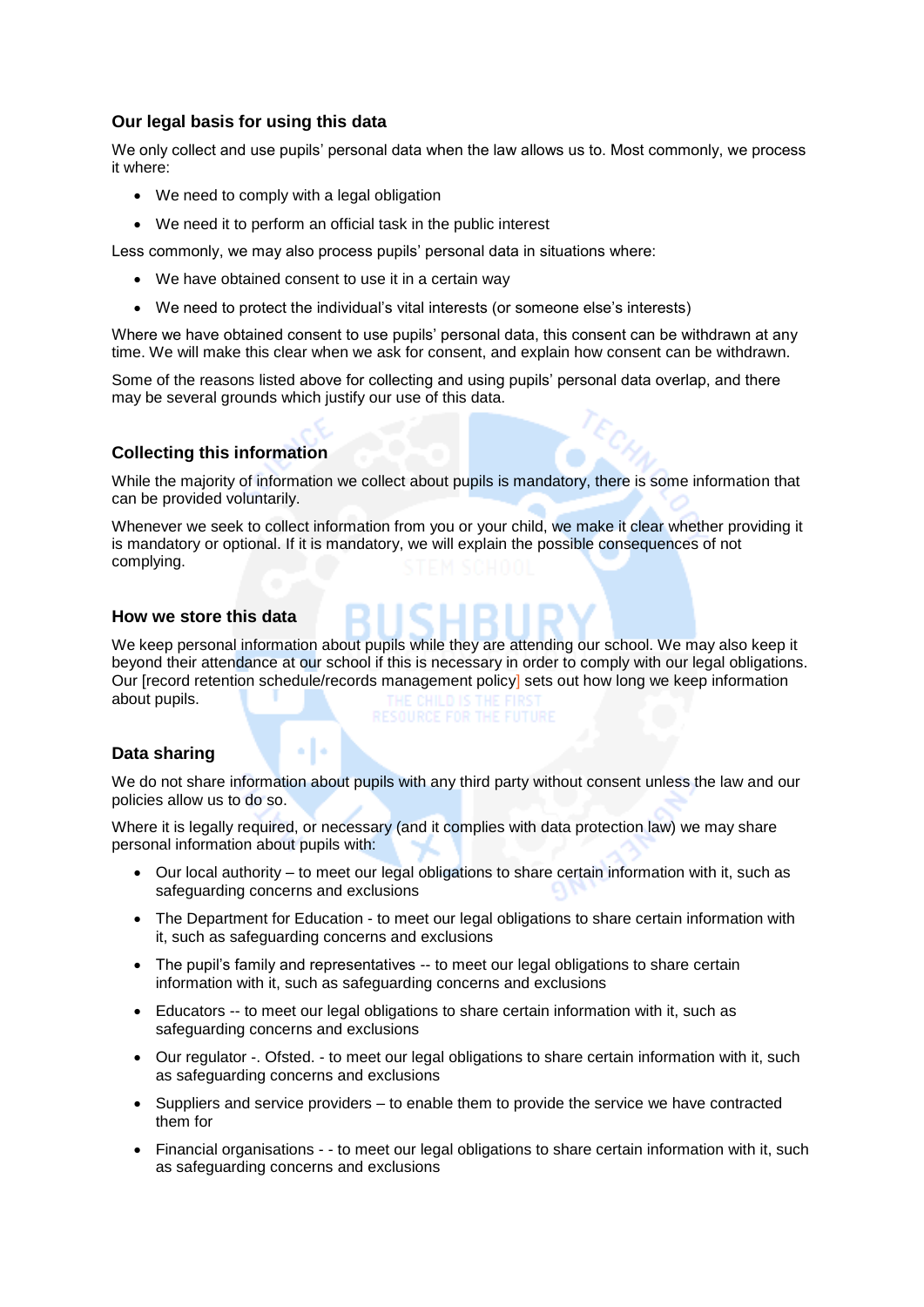### Our legal basis for using this data

We only collect and use pupils' personal data when the law allows us to. Most commonly, we process it where:

- We need to comply with a legal obligation
- We need it to perform an official task in the public interest

Less commonly, we may also process pupils' personal data in situations where:

- We have obtained consent to use it in a certain way
- We need to protect the individual's vital interests (or someone else's interests)

Where we have obtained consent to use pupils' personal data, this consent can be withdrawn at any time. We will make this clear when we ask for consent, and explain how consent can be withdrawn.

Some of the reasons listed above for collecting and using pupils' personal data overlap, and there may be several grounds which justify our use of this data.

### Collecting this information

While the majority of information we collect about pupils is mandatory, there is some information that can be provided voluntarily.

Whenever we seek to collect information from you or your child, we make it clear whether providing it is mandatory or optional. If it is mandatory, we will explain the possible consequences of not complying.

### How we store this data

We keep personal information about pupils while they are attending our school. We may also keep it beyond their attendance at our school if this is necessary in order to comply with our legal obligations. Our [record retention schedule/records management policy] sets out how long we keep information about pupils.

### Data sharing

We do not share information about pupils with any third party without consent unless the law and our policies allow us to do so.

Where it is legally required, or necessary (and it complies with data protection law) we may share personal information about pupils with:

- Our local authority – to meet our legal obligations to share certain information with it, such as safeguarding concerns and exclusions
- The Department for Education - to meet our legal obligations to share certain information with it, such as safeguarding concerns and exclusions
- The pupil's family and representatives -- to meet our legal obligations to share certain information with it, such as safeguarding concerns and exclusions
- Educators -- to meet our legal obligations to share certain information with it, such as safeguarding concerns and exclusions
- Our regulator -. Ofsted. - to meet our legal obligations to share certain information with it, such as safeguarding concerns and exclusions
- Suppliers and service providers – to enable them to provide the service we have contracted them for
- Financial organisations - - to meet our legal obligations to share certain information with it, such as safeguarding concerns and exclusions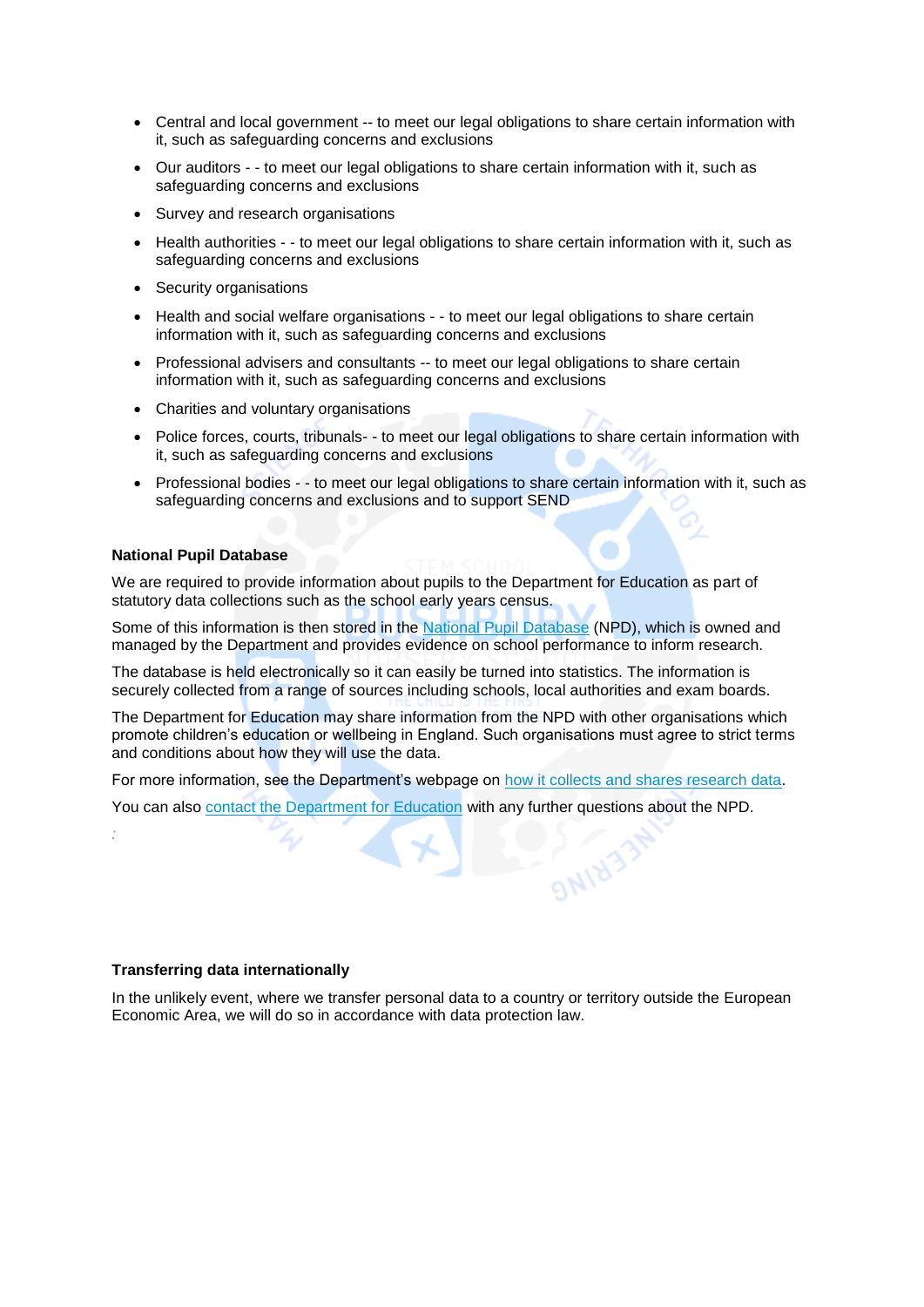- Central and local government -- to meet our legal obligations to share certain information with it, such as safeguarding concerns and exclusions
- Our auditors - - to meet our legal obligations to share certain information with it, such as safeguarding concerns and exclusions
- Survey and research organisations
- Health authorities - - to meet our legal obligations to share certain information with it, such as safeguarding concerns and exclusions
- Security organisations
- Health and social welfare organisations - - to meet our legal obligations to share certain information with it, such as safeguarding concerns and exclusions
- Professional advisers and consultants -- to meet our legal obligations to share certain information with it, such as safeguarding concerns and exclusions
- Charities and voluntary organisations
- Police forces, courts, tribunals- - to meet our legal obligations to share certain information with it, such as safeguarding concerns and exclusions
- Professional bodies - - to meet our legal obligations to share certain information with it, such as safeguarding concerns and exclusions and to support SEND

**National Pupil Database**

We are required to provide information about pupils to the Department for Education as part of statutory data collections such as the school early years census.

Some of this information is then stored in the National Pupil Database (NPD), which is owned and managed by the Department and provides evidence on school performance to inform research.

The database is held electronically so it can easily be turned into statistics. The information is securely collected from a range of sources including schools, local authorities and exam boards.

The Department for Education may share information from the NPD with other organisations which promote children's education or wellbeing in England. Such organisations must agree to strict terms and conditions about how they will use the data.

For more information, see the Department's webpage on how it collects and shares research data.

You can also contact the Department for Education with any further questions about the NPD.

**Transferring data internationally**

In the unlikely event, where we transfer personal data to a country or territory outside the European Economic Area, we will do so in accordance with data protection law.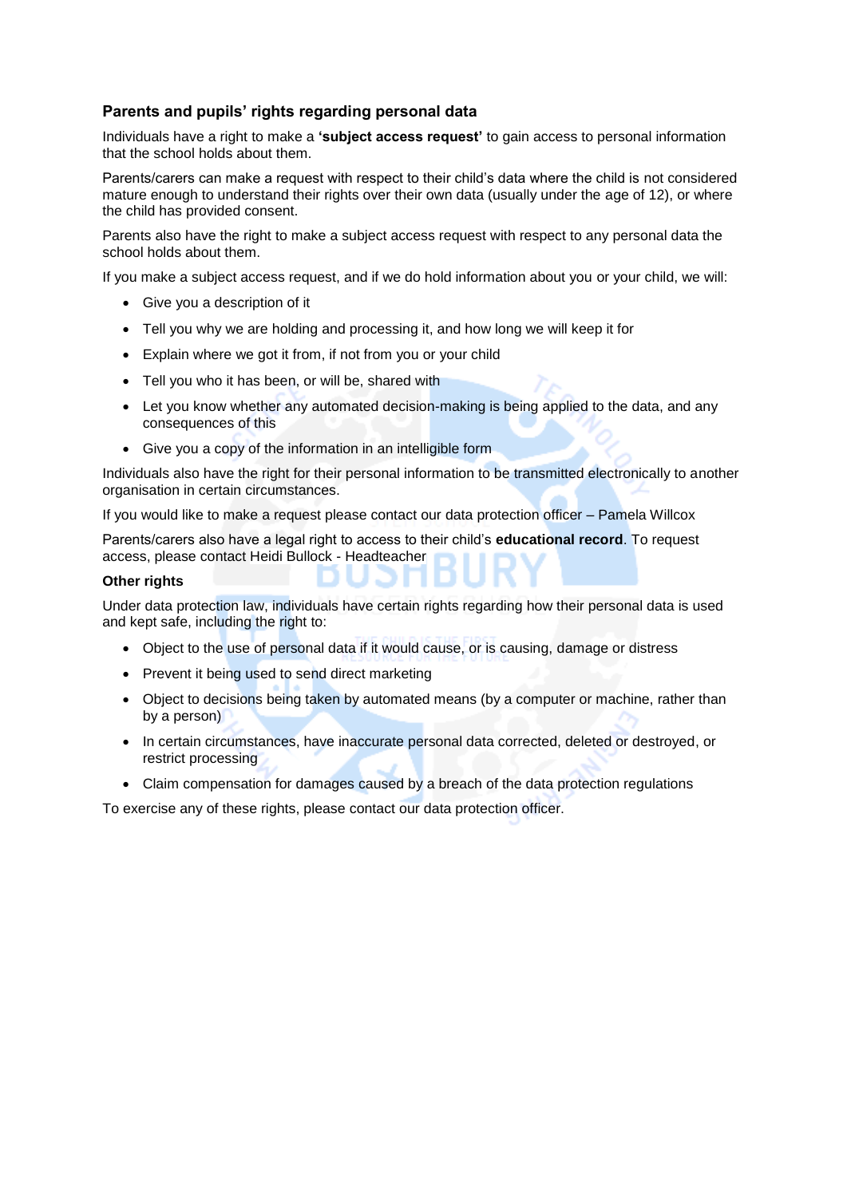### Parents and pupils' rights regarding personal data

Individuals have a right to make a **'subject access request'** to gain access to personal information that the school holds about them.

Parents/carers can make a request with respect to their child's data where the child is not considered mature enough to understand their rights over their own data (usually under the age of 12), or where the child has provided consent.

Parents also have the right to make a subject access request with respect to any personal data the school holds about them.

If you make a subject access request, and if we do hold information about you or your child, we will:

- Give you a description of it
- Tell you why we are holding and processing it, and how long we will keep it for
- Explain where we got it from, if not from you or your child
- Tell you who it has been, or will be, shared with
- Let you know whether any automated decision-making is being applied to the data, and any consequences of this
- Give you a copy of the information in an intelligible form

Individuals also have the right for their personal information to be transmitted electronically to another organisation in certain circumstances.

If you would like to make a request please contact our data protection officer – Pamela Willcox

Parents/carers also have a legal right to access to their child's **educational record**. To request access, please contact Heidi Bullock - Headteacher

#### Other rights

Under data protection law, individuals have certain rights regarding how their personal data is used and kept safe, including the right to:

- Object to the use of personal data if it would cause, or is causing, damage or distress
- Prevent it being used to send direct marketing
- Object to decisions being taken by automated means (by a computer or machine, rather than by a person)
- In certain circumstances, have inaccurate personal data corrected, deleted or destroyed, or restrict processing
- Claim compensation for damages caused by a breach of the data protection regulations

To exercise any of these rights, please contact our data protection officer.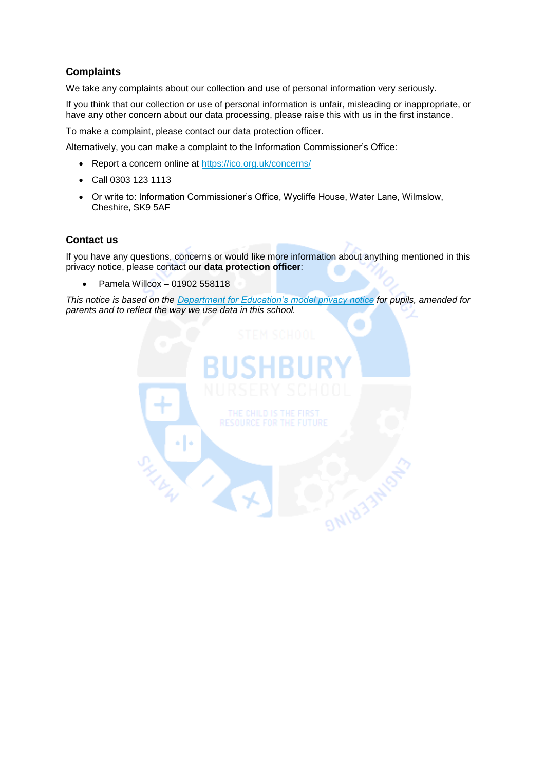## Complaints

We take any complaints about our collection and use of personal information very seriously.

If you think that our collection or use of personal information is unfair, misleading or inappropriate, or have any other concern about our data processing, please raise this with us in the first instance.

To make a complaint, please contact our data protection officer.

Alternatively, you can make a complaint to the Information Commissioner's Office:

- Report a concern online at https://ico.org.uk/concerns/
- Call 0303 123 1113
- Or write to: Information Commissioner's Office, Wycliffe House, Water Lane, Wilmslow, Cheshire, SK9 5AF

## Contact us

If you have any questions, concerns or would like more information about anything mentioned in this privacy notice, please contact our **data protection officer**:

- Pamela Willcox – 01902 558118

*This notice is based on the [Department for Education's model privacy notice](#) for pupils, amended for parents and to reflect the way we use data in this school.*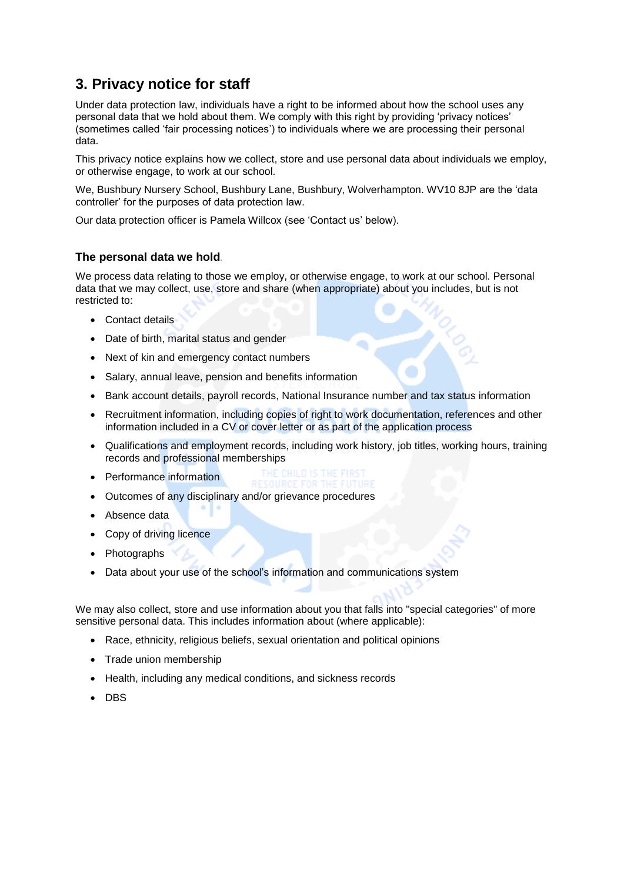## 3. Privacy notice for staff

Under data protection law, individuals have a right to be informed about how the school uses any personal data that we hold about them. We comply with this right by providing 'privacy notices' (sometimes called 'fair processing notices') to individuals where we are processing their personal data.

This privacy notice explains how we collect, store and use personal data about individuals we employ, or otherwise engage, to work at our school.

We, Bushbury Nursery School, Bushbury Lane, Bushbury, Wolverhampton. WV10 8JP are the 'data controller' for the purposes of data protection law.

Our data protection officer is Pamela Willcox (see 'Contact us' below).

### The personal data we hold

We process data relating to those we employ, or otherwise engage, to work at our school. Personal data that we may collect, use, store and share (when appropriate) about you includes, but is not restricted to:

- Contact details
- Date of birth, marital status and gender
- Next of kin and emergency contact numbers
- Salary, annual leave, pension and benefits information
- Bank account details, payroll records, National Insurance number and tax status information
- Recruitment information, including copies of right to work documentation, references and other information included in a CV or cover letter or as part of the application process
- Qualifications and employment records, including work history, job titles, working hours, training records and professional memberships
- Performance information
- Outcomes of any disciplinary and/or grievance procedures
- Absence data
- Copy of driving licence
- Photographs
- Data about your use of the school's information and communications system

We may also collect, store and use information about you that falls into "special categories" of more sensitive personal data. This includes information about (where applicable):

- Race, ethnicity, religious beliefs, sexual orientation and political opinions
- Trade union membership
- Health, including any medical conditions, and sickness records
- DBS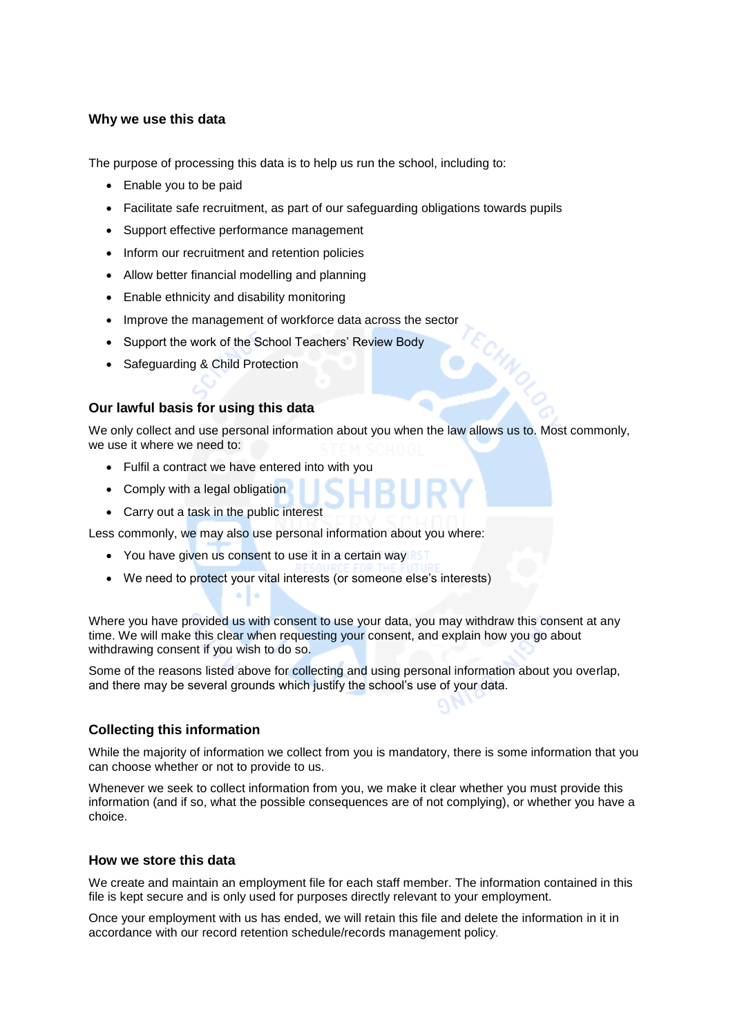### Why we use this data

The purpose of processing this data is to help us run the school, including to:

- Enable you to be paid
- Facilitate safe recruitment, as part of our safeguarding obligations towards pupils
- Support effective performance management
- Inform our recruitment and retention policies
- Allow better financial modelling and planning
- Enable ethnicity and disability monitoring
- Improve the management of workforce data across the sector
- Support the work of the School Teachers' Review Body
- Safeguarding & Child Protection

### Our lawful basis for using this data

We only collect and use personal information about you when the law allows us to. Most commonly, we use it where we need to:

- Fulfil a contract we have entered into with you
- Comply with a legal obligation
- Carry out a task in the public interest

Less commonly, we may also use personal information about you where:

- You have given us consent to use it in a certain way
- We need to protect your vital interests (or someone else's interests)

Where you have provided us with consent to use your data, you may withdraw this consent at any time. We will make this clear when requesting your consent, and explain how you go about withdrawing consent if you wish to do so.

Some of the reasons listed above for collecting and using personal information about you overlap, and there may be several grounds which justify the school's use of your data.

### Collecting this information

While the majority of information we collect from you is mandatory, there is some information that you can choose whether or not to provide to us.

Whenever we seek to collect information from you, we make it clear whether you must provide this information (and if so, what the possible consequences are of not complying), or whether you have a choice.

### How we store this data

We create and maintain an employment file for each staff member. The information contained in this file is kept secure and is only used for purposes directly relevant to your employment.

Once your employment with us has ended, we will retain this file and delete the information in it in accordance with our record retention schedule/records management policy.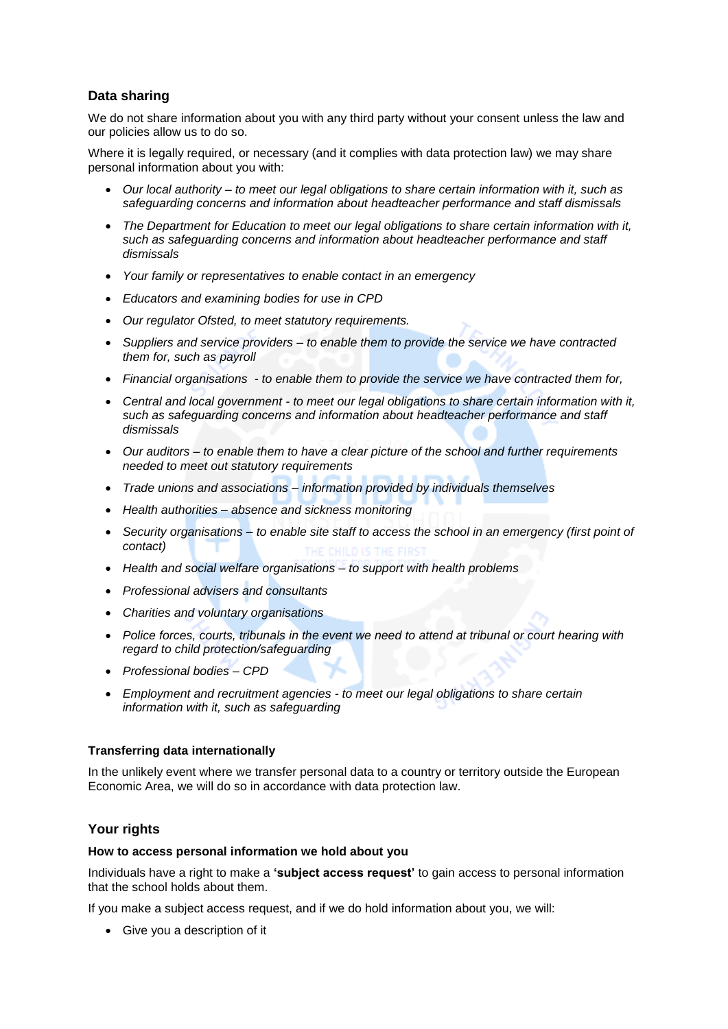## Data sharing

We do not share information about you with any third party without your consent unless the law and our policies allow us to do so.

Where it is legally required, or necessary (and it complies with data protection law) we may share personal information about you with:

- *Our local authority – to meet our legal obligations to share certain information with it, such as safeguarding concerns and information about headteacher performance and staff dismissals*
- *The Department for Education to meet our legal obligations to share certain information with it, such as safeguarding concerns and information about headteacher performance and staff dismissals*
- *Your family or representatives to enable contact in an emergency*
- *Educators and examining bodies for use in CPD*
- *Our regulator Ofsted, to meet statutory requirements.*
- *Suppliers and service providers – to enable them to provide the service we have contracted them for, such as payroll*
- *Financial organisations - to enable them to provide the service we have contracted them for,*
- *Central and local government - to meet our legal obligations to share certain information with it, such as safeguarding concerns and information about headteacher performance and staff dismissals*
- *Our auditors – to enable them to have a clear picture of the school and further requirements needed to meet out statutory requirements*
- *Trade unions and associations – information provided by individuals themselves*
- *Health authorities – absence and sickness monitoring*
- *Security organisations – to enable site staff to access the school in an emergency (first point of contact)*
- *Health and social welfare organisations – to support with health problems*
- *Professional advisers and consultants*
- *Charities and voluntary organisations*
- *Police forces, courts, tribunals in the event we need to attend at tribunal or court hearing with regard to child protection/safeguarding*
- *Professional bodies – CPD*
- *Employment and recruitment agencies - to meet our legal obligations to share certain information with it, such as safeguarding*

### Transferring data internationally

In the unlikely event where we transfer personal data to a country or territory outside the European Economic Area, we will do so in accordance with data protection law.

## Your rights

### How to access personal information we hold about you

Individuals have a right to make a **'subject access request'** to gain access to personal information that the school holds about them.

If you make a subject access request, and if we do hold information about you, we will:

- Give you a description of it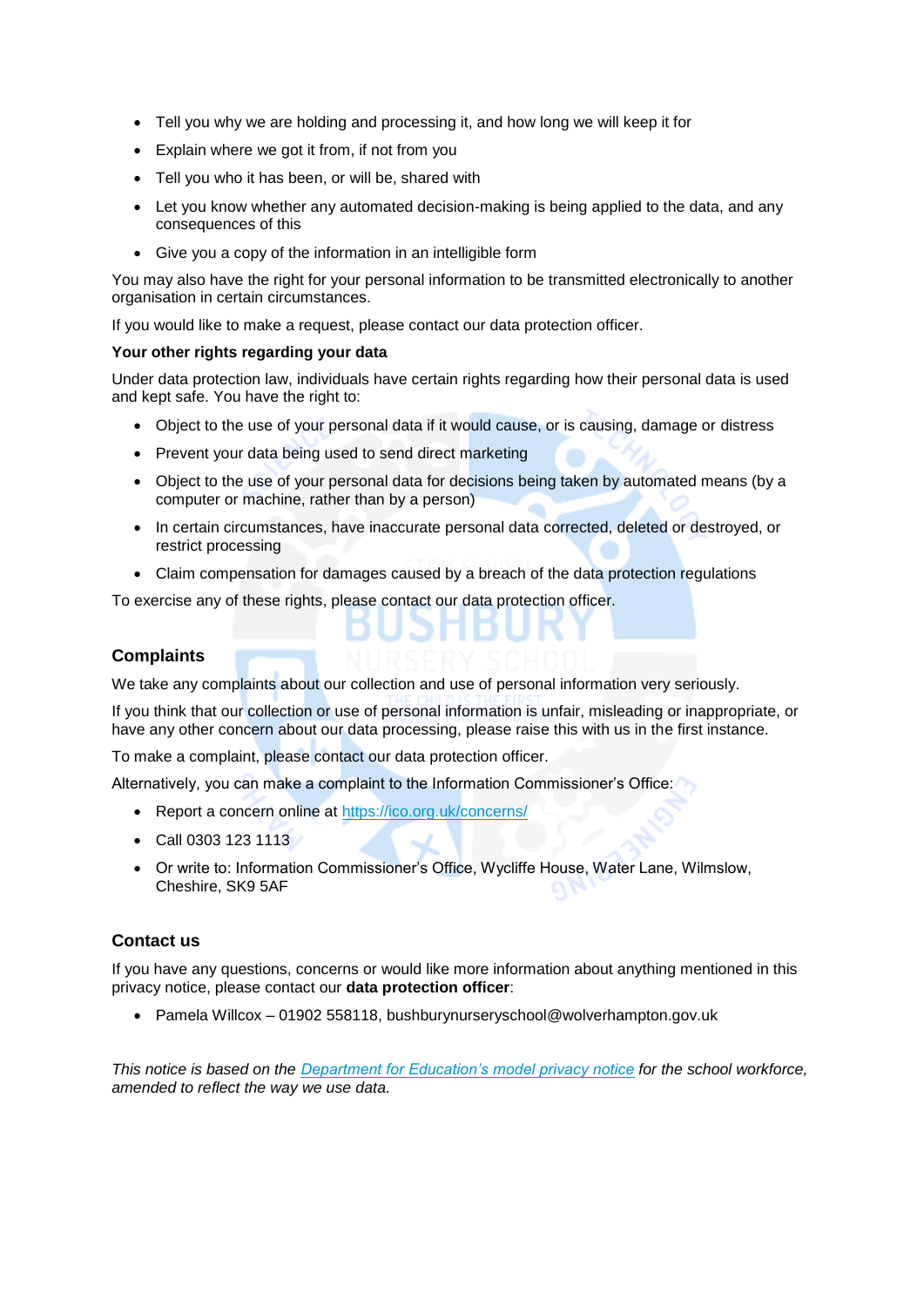- Tell you why we are holding and processing it, and how long we will keep it for
- Explain where we got it from, if not from you
- Tell you who it has been, or will be, shared with
- Let you know whether any automated decision-making is being applied to the data, and any consequences of this
- Give you a copy of the information in an intelligible form

You may also have the right for your personal information to be transmitted electronically to another organisation in certain circumstances.

If you would like to make a request, please contact our data protection officer.

**Your other rights regarding your data**

Under data protection law, individuals have certain rights regarding how their personal data is used and kept safe. You have the right to:

- Object to the use of your personal data if it would cause, or is causing, damage or distress
- Prevent your data being used to send direct marketing
- Object to the use of your personal data for decisions being taken by automated means (by a computer or machine, rather than by a person)
- In certain circumstances, have inaccurate personal data corrected, deleted or destroyed, or restrict processing
- Claim compensation for damages caused by a breach of the data protection regulations

To exercise any of these rights, please contact our data protection officer.

## Complaints

We take any complaints about our collection and use of personal information very seriously.

If you think that our collection or use of personal information is unfair, misleading or inappropriate, or have any other concern about our data processing, please raise this with us in the first instance.

To make a complaint, please contact our data protection officer.

Alternatively, you can make a complaint to the Information Commissioner's Office:

- Report a concern online at [https://ico.org.uk/concerns/](https://ico.org.uk/concerns/)
- Call 0303 123 1113
- Or write to: Information Commissioner's Office, Wycliffe House, Water Lane, Wilmslow, Cheshire, SK9 5AF

## Contact us

If you have any questions, concerns or would like more information about anything mentioned in this privacy notice, please contact our **data protection officer**:

- Pamela Willcox – 01902 558118, bushburynurseryschool@wolverhampton.gov.uk

*This notice is based on the [Department for Education's model privacy notice]() for the school workforce, amended to reflect the way we use data.*